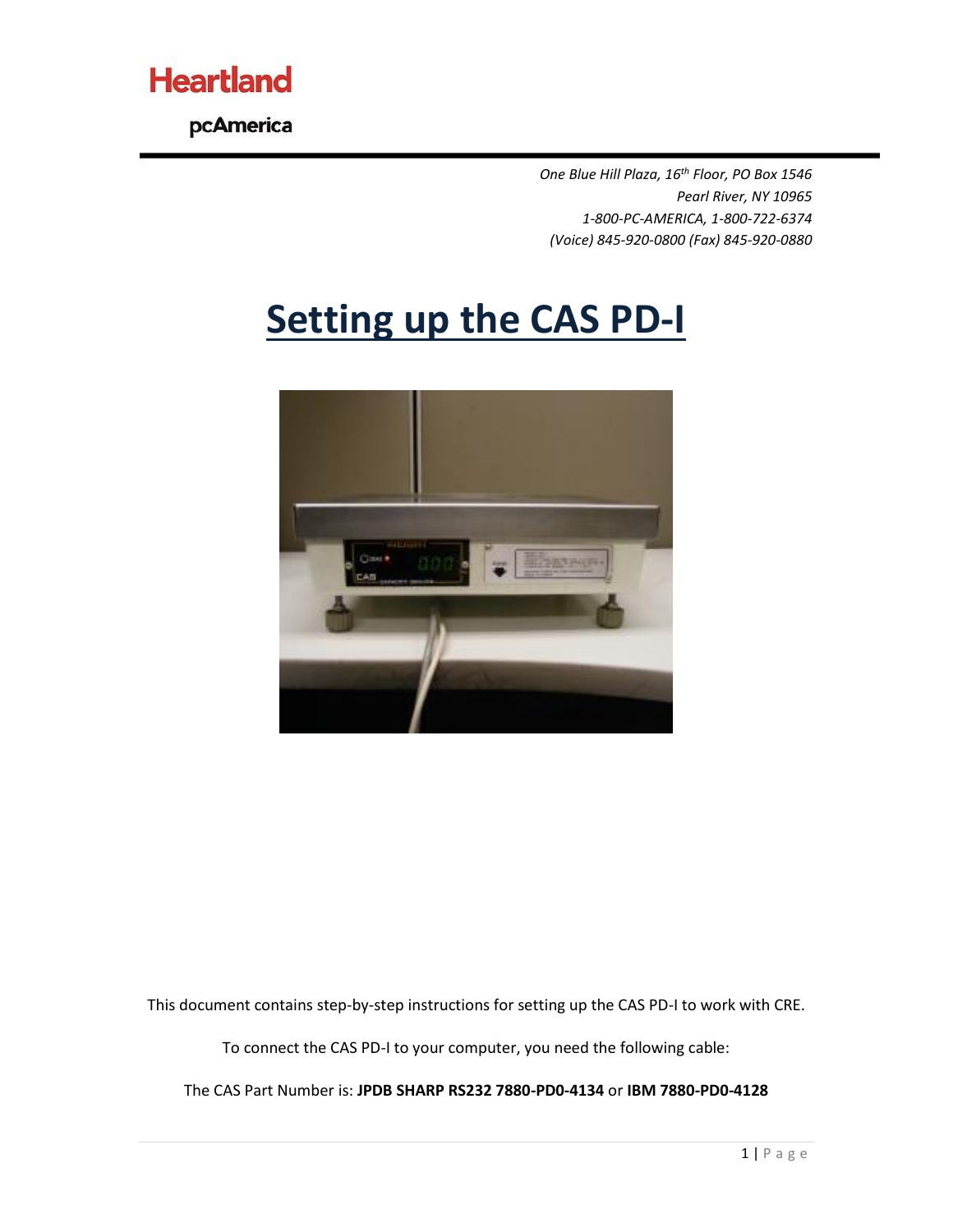Heartland

pcAmerica

*One Blue Hill Plaza, 16th Floor, PO Box 1546*
*Pearl River, NY 10965*
*1-800-PC-AMERICA, 1-800-722-6374*
*(Voice) 845-920-0800 (Fax) 845-920-0880*

# Setting up the CAS PD-I

This document contains step-by-step instructions for setting up the CAS PD-I to work with CRE.

To connect the CAS PD-I to your computer, you need the following cable:

The CAS Part Number is: **JPDB SHARP RS232 7880-PD0-4134** or **IBM 7880-PD0-4128**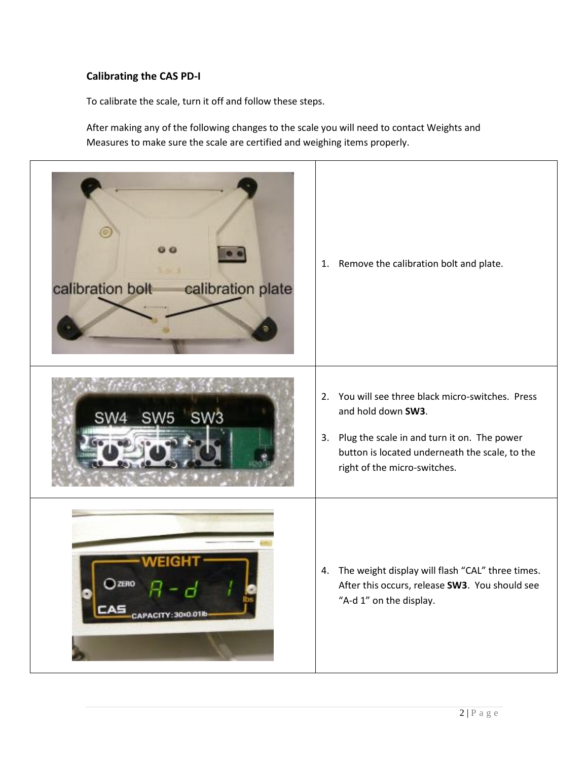### Calibrating the CAS PD-I

To calibrate the scale, turn it off and follow these steps.

After making any of the following changes to the scale you will need to contact Weights and Measures to make sure the scale are certified and weighing items properly.

| | |
|---|---|
| | 1. Remove the calibration bolt and plate. |
| | 2. You will see three black micro-switches. Press and hold down **SW3**.<br>3. Plug the scale in and turn it on. The power button is located underneath the scale, to the right of the micro-switches. |
| | 4. The weight display will flash "CAL" three times. After this occurs, release **SW3**. You should see "A-d 1" on the display. |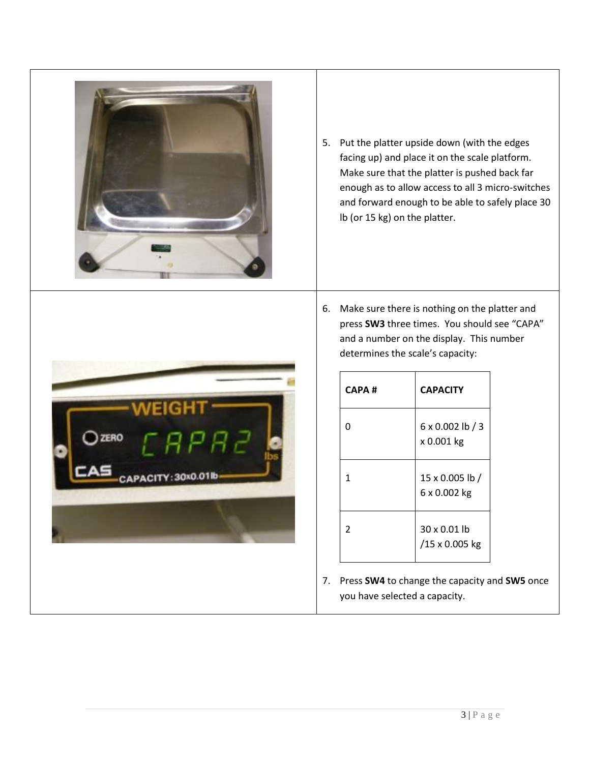5. Put the platter upside down (with the edges facing up) and place it on the scale platform. Make sure that the platter is pushed back far enough as to allow access to all 3 micro-switches and forward enough to be able to safely place 30 lb (or 15 kg) on the platter.

6. Make sure there is nothing on the platter and press **SW3** three times. You should see “CAPA” and a number on the display. This number determines the scale’s capacity:

| CAPA # | CAPACITY |
|---|---|
| 0 | 6 x 0.002 lb / 3 x 0.001 kg |
| 1 | 15 x 0.005 lb / 6 x 0.002 kg |
| 2 | 30 x 0.01 lb /15 x 0.005 kg |

7. Press **SW4** to change the capacity and **SW5** once you have selected a capacity.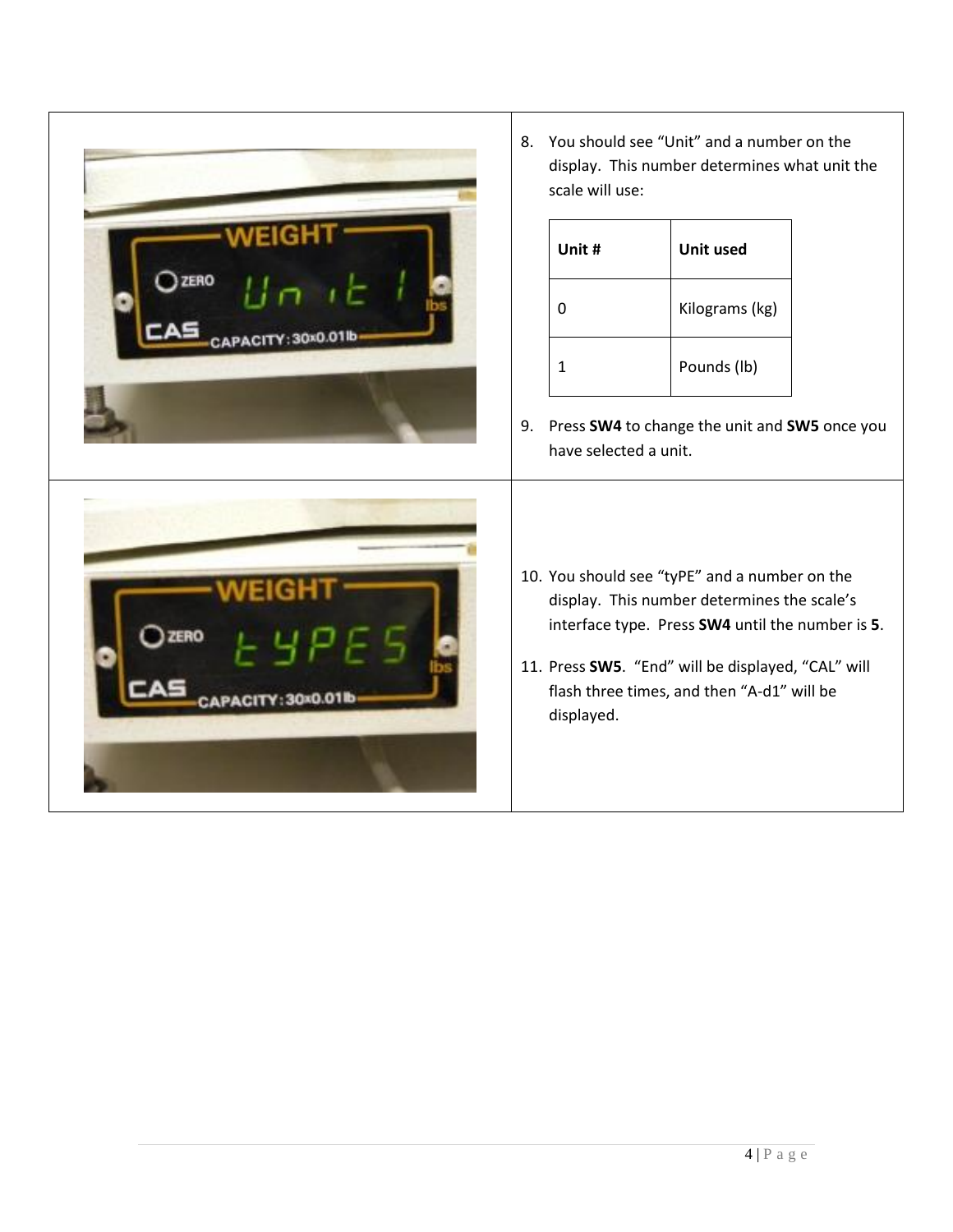8. You should see "Unit" and a number on the display. This number determines what unit the scale will use:

| Unit # | Unit used |
| --- | --- |
| 0 | Kilograms (kg) |
| 1 | Pounds (lb) |

9. Press **SW4** to change the unit and **SW5** once you have selected a unit.

10. You should see "tyPE" and a number on the display. This number determines the scale's interface type. Press **SW4** until the number is **5**.

11. Press **SW5**. "End" will be displayed, "CAL" will flash three times, and then "A-d1" will be displayed.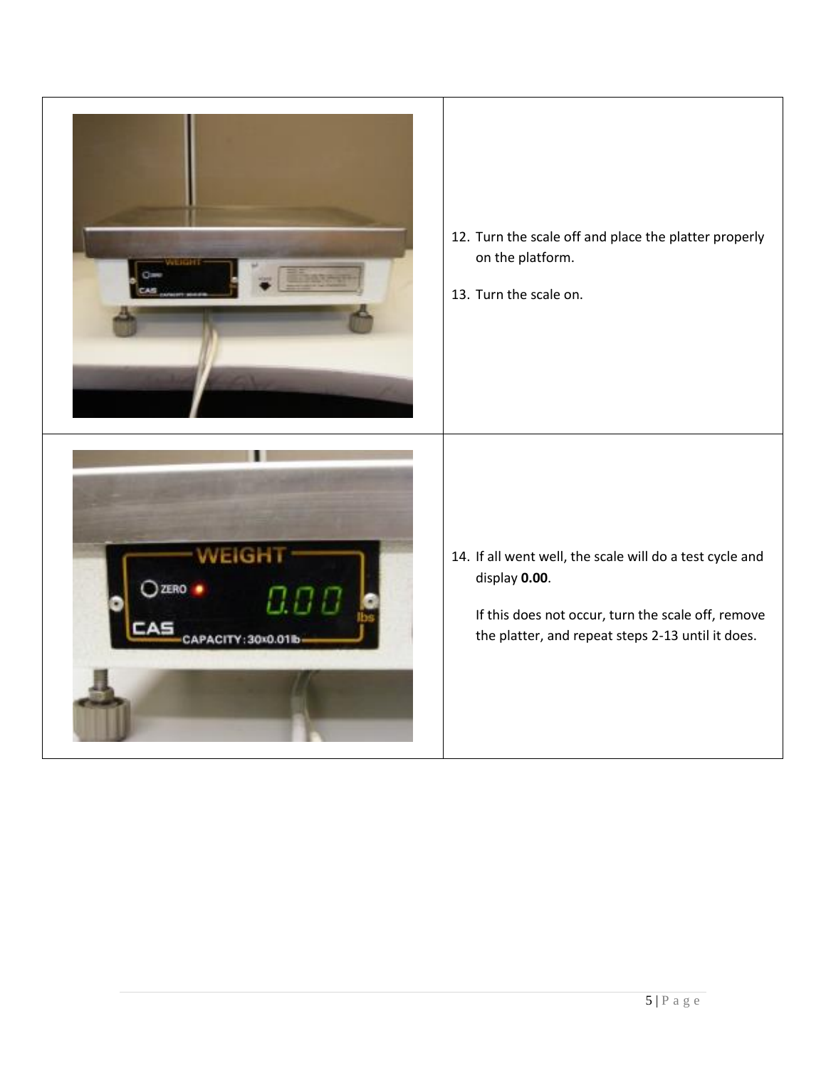12. Turn the scale off and place the platter properly on the platform.

13. Turn the scale on.

14. If all went well, the scale will do a test cycle and display **0.00**.

    If this does not occur, turn the scale off, remove the platter, and repeat steps 2-13 until it does.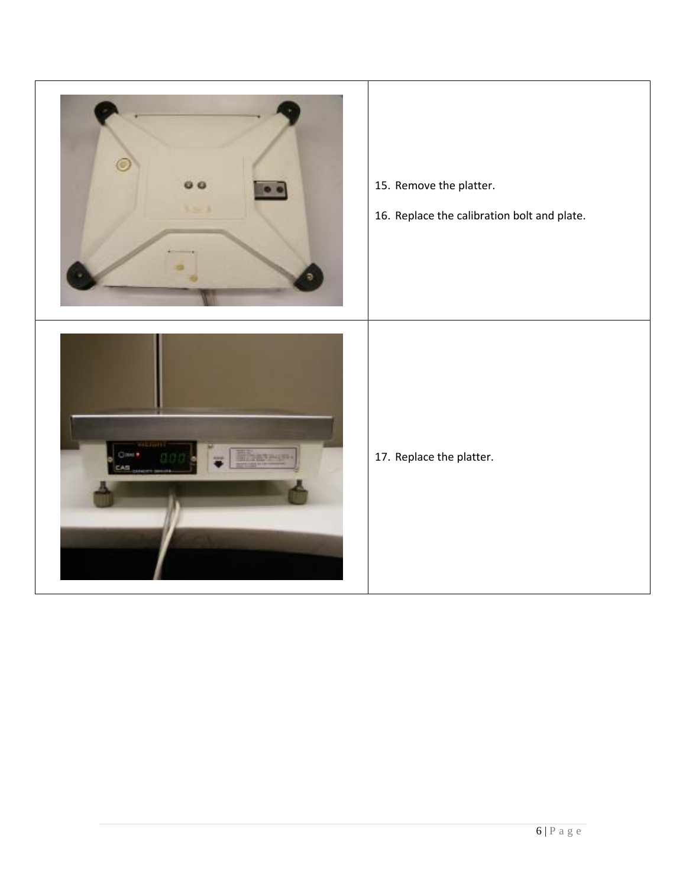| | |
|---|---|
| | 15. Remove the platter.<br><br>16. Replace the calibration bolt and plate. |
| | 17. Replace the platter. |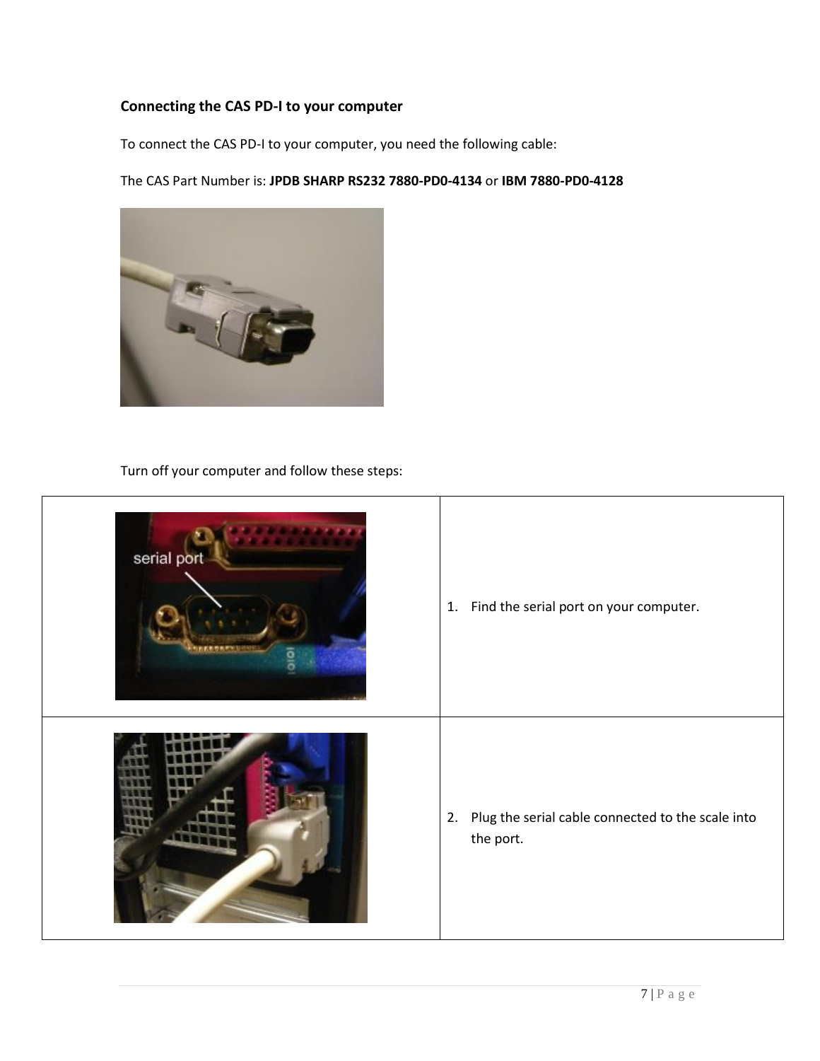## Connecting the CAS PD-I to your computer

To connect the CAS PD-I to your computer, you need the following cable:

The CAS Part Number is: **JPDB SHARP RS232 7880-PD0-4134** or **IBM 7880-PD0-4128**

Turn off your computer and follow these steps:

| | |
|---|---|
| | 1. Find the serial port on your computer. |
| | 2. Plug the serial cable connected to the scale into the port. |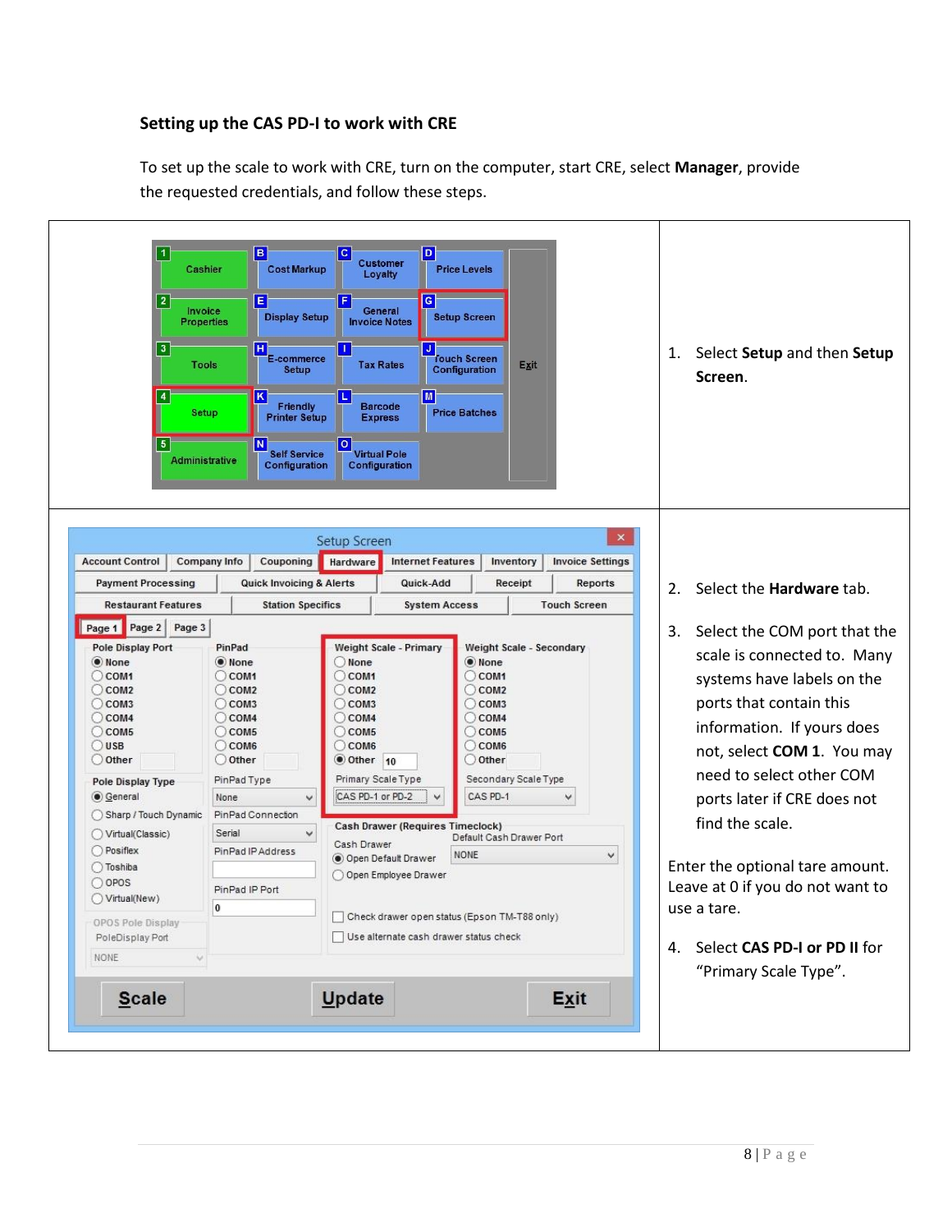### Setting up the CAS PD-I to work with CRE

To set up the scale to work with CRE, turn on the computer, start CRE, select **Manager**, provide the requested credentials, and follow these steps.

1. Select **Setup** and then **Setup Screen**.

2. Select the **Hardware** tab.

3. Select the COM port that the scale is connected to. Many systems have labels on the ports that contain this information. If yours does not, select **COM 1**. You may need to select other COM ports later if CRE does not find the scale.

Enter the optional tare amount. Leave at 0 if you do not want to use a tare.

4. Select **CAS PD-I or PD II** for “Primary Scale Type”.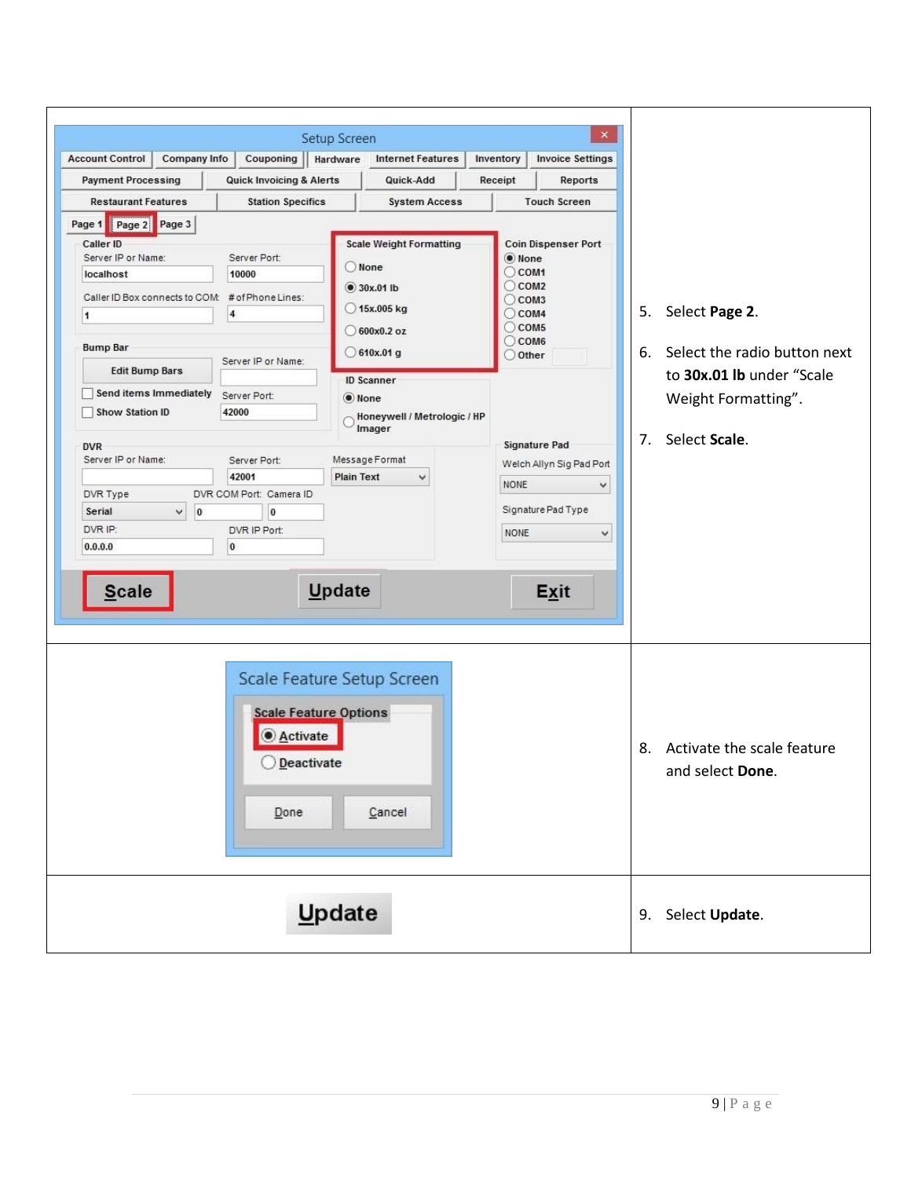| | |
|---|---|
| | 5. Select **Page 2**.<br>6. Select the radio button next to **30x.01 lb** under "Scale Weight Formatting".<br>7. Select **Scale**. |
| | 8. Activate the scale feature and select **Done**. |
| | 9. Select **Update**. |